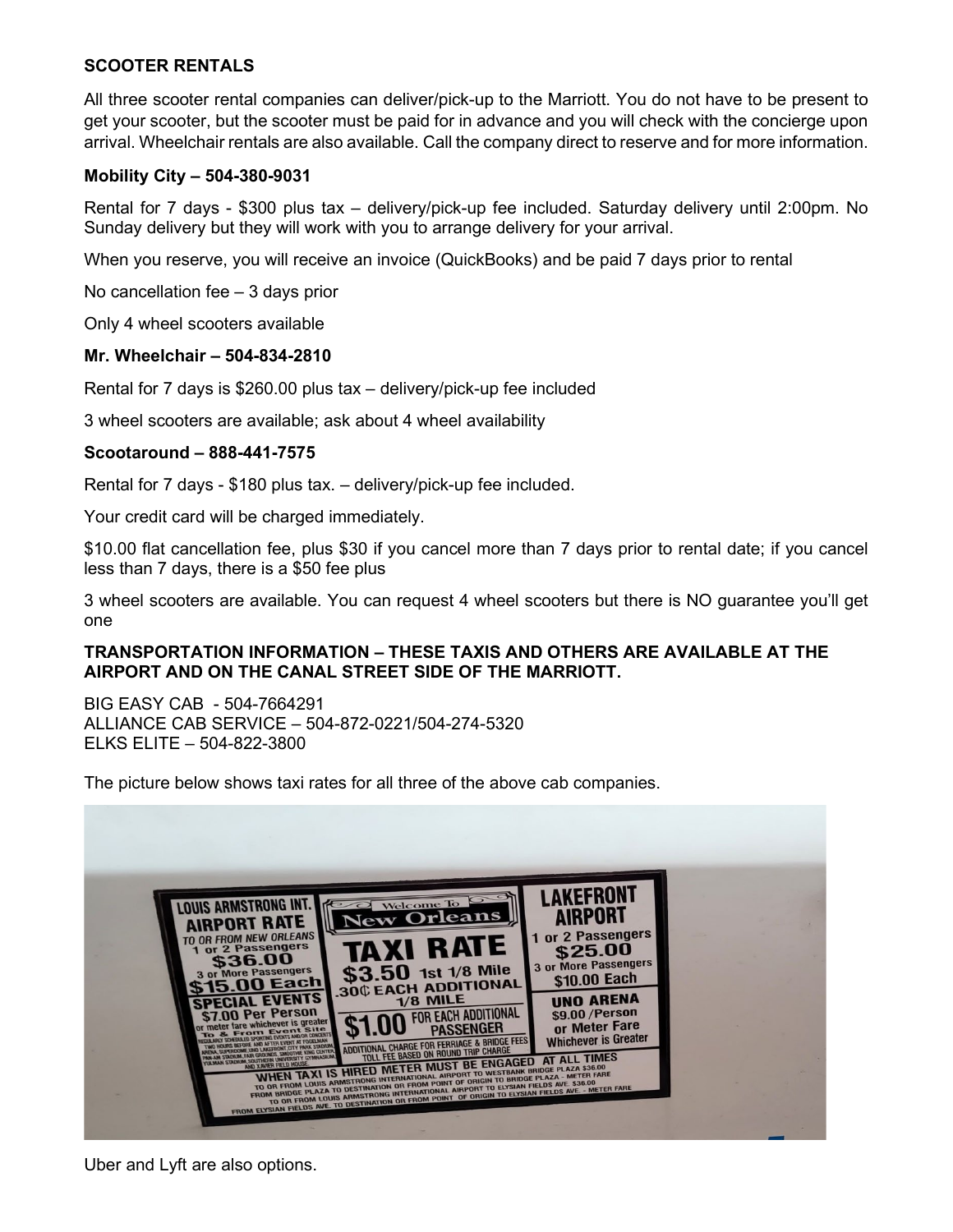**SCOOTER RENTALS**

All three scooter rental companies can deliver/pick-up to the Marriott. You do not have to be present to get your scooter, but the scooter must be paid for in advance and you will check with the concierge upon arrival. Wheelchair rentals are also available. Call the company direct to reserve and for more information.

**Mobility City – 504-380-9031**

Rental for 7 days - $300 plus tax – delivery/pick-up fee included. Saturday delivery until 2:00pm. No Sunday delivery but they will work with you to arrange delivery for your arrival.

When you reserve, you will receive an invoice (QuickBooks) and be paid 7 days prior to rental

No cancellation fee – 3 days prior

Only 4 wheel scooters available

**Mr. Wheelchair – 504-834-2810**

Rental for 7 days is $260.00 plus tax – delivery/pick-up fee included

3 wheel scooters are available; ask about 4 wheel availability

**Scootaround – 888-441-7575**

Rental for 7 days - $180 plus tax. – delivery/pick-up fee included.

Your credit card will be charged immediately.

$10.00 flat cancellation fee, plus $30 if you cancel more than 7 days prior to rental date; if you cancel less than 7 days, there is a $50 fee plus

3 wheel scooters are available. You can request 4 wheel scooters but there is NO guarantee you'll get one

**TRANSPORTATION INFORMATION – THESE TAXIS AND OTHERS ARE AVAILABLE AT THE AIRPORT AND ON THE CANAL STREET SIDE OF THE MARRIOTT.**

BIG EASY CAB - 504-7664291
ALLIANCE CAB SERVICE – 504-872-0221/504-274-5320
ELKS ELITE – 504-822-3800

The picture below shows taxi rates for all three of the above cab companies.

Uber and Lyft are also options.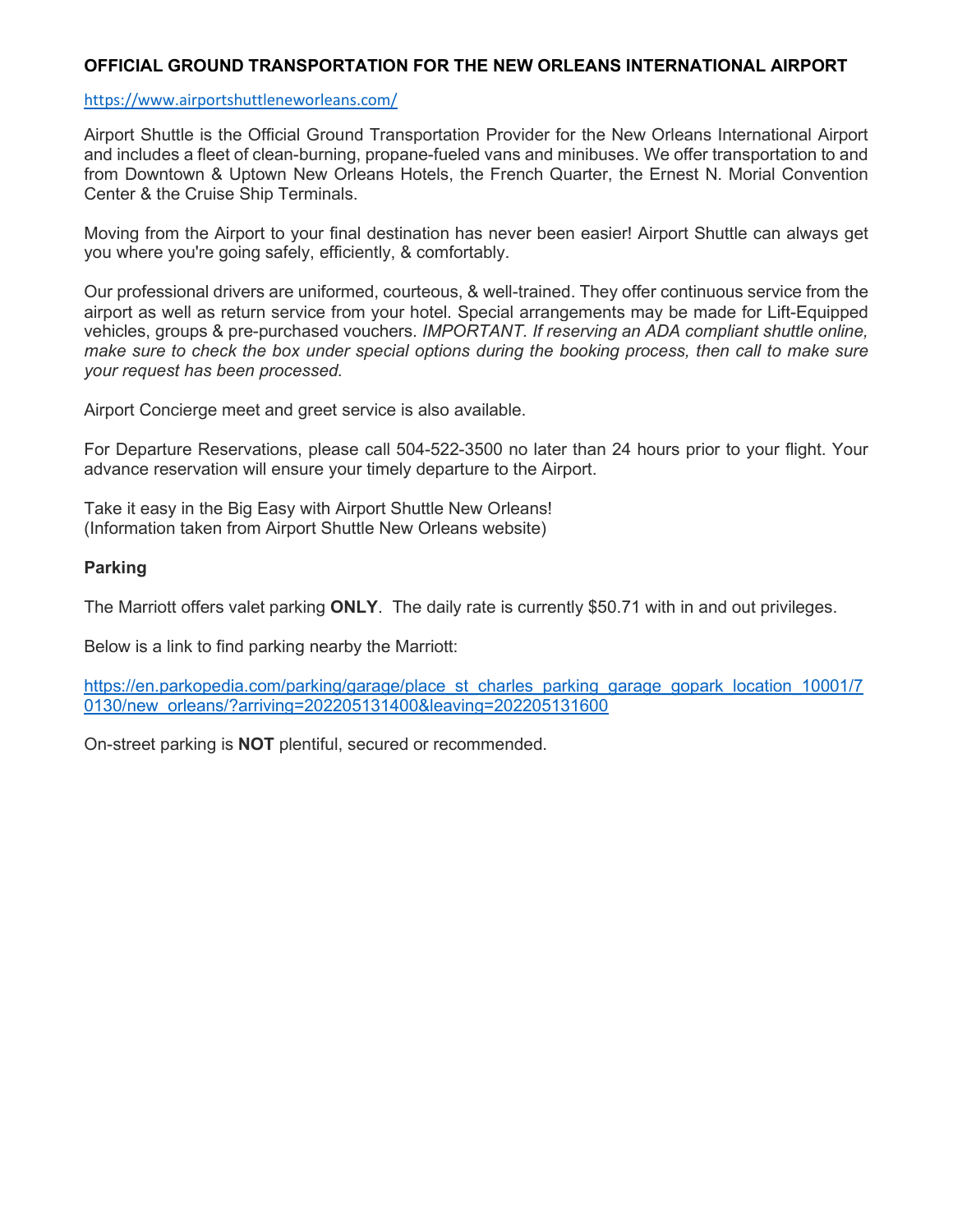**OFFICIAL GROUND TRANSPORTATION FOR THE NEW ORLEANS INTERNATIONAL AIRPORT**

https://www.airportshuttleneworleans.com/

Airport Shuttle is the Official Ground Transportation Provider for the New Orleans International Airport and includes a fleet of clean-burning, propane-fueled vans and minibuses. We offer transportation to and from Downtown & Uptown New Orleans Hotels, the French Quarter, the Ernest N. Morial Convention Center & the Cruise Ship Terminals.

Moving from the Airport to your final destination has never been easier! Airport Shuttle can always get you where you're going safely, efficiently, & comfortably.

Our professional drivers are uniformed, courteous, & well-trained. They offer continuous service from the airport as well as return service from your hotel. Special arrangements may be made for Lift-Equipped vehicles, groups & pre-purchased vouchers. *IMPORTANT. If reserving an ADA compliant shuttle online, make sure to check the box under special options during the booking process, then call to make sure your request has been processed.*

Airport Concierge meet and greet service is also available.

For Departure Reservations, please call 504-522-3500 no later than 24 hours prior to your flight. Your advance reservation will ensure your timely departure to the Airport.

Take it easy in the Big Easy with Airport Shuttle New Orleans!
(Information taken from Airport Shuttle New Orleans website)

**Parking**

The Marriott offers valet parking **ONLY**. The daily rate is currently $50.71 with in and out privileges.

Below is a link to find parking nearby the Marriott:

https://en.parkopedia.com/parking/garage/place_st_charles_parking_garage_gopark_location_10001/70130/new_orleans/?arriving=202205131400&leaving=202205131600

On-street parking is **NOT** plentiful, secured or recommended.